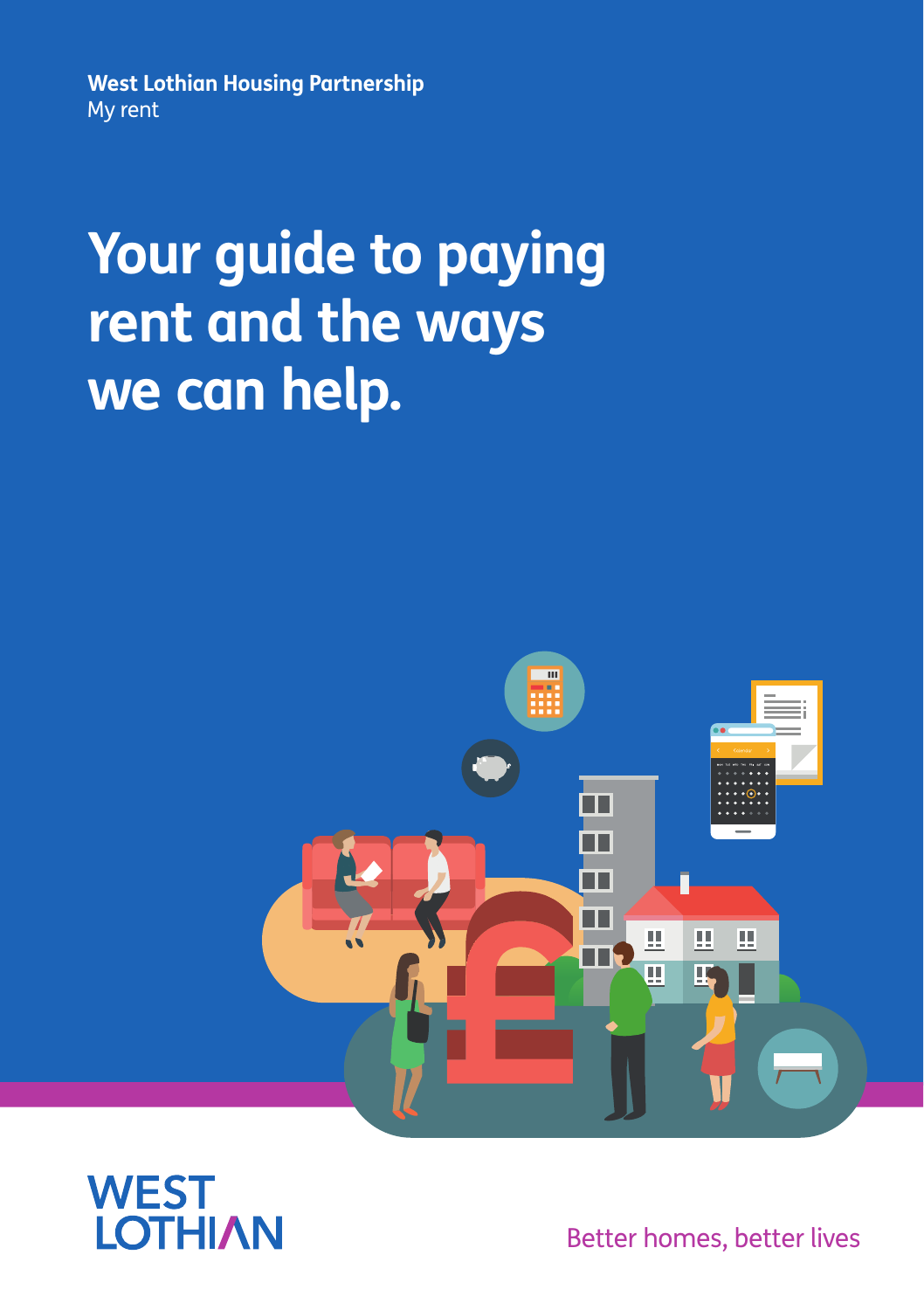**West Lothian Housing Partnership**
My rent

# Your guide to paying rent and the ways we can help.

WEST LOTHIAN

Better homes, better lives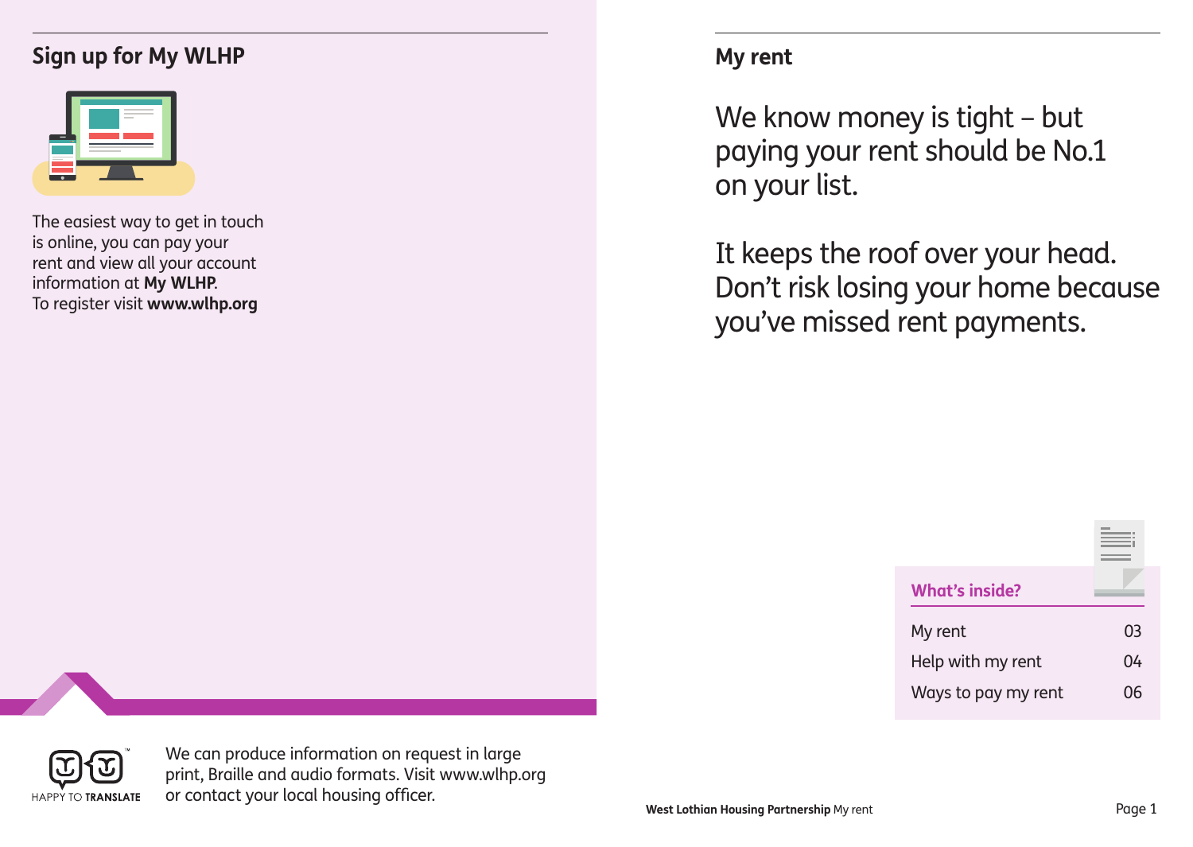## Sign up for My WLHP

The easiest way to get in touch is online, you can pay your rent and view all your account information at **My WLHP**.
To register visit **www.wlhp.org**

HAPPY TO TRANSLATE

We can produce information on request in large print, Braille and audio formats. Visit www.wlhp.org or contact your local housing officer.

## My rent

We know money is tight – but paying your rent should be No.1 on your list.

It keeps the roof over your head. Don't risk losing your home because you've missed rent payments.

### What's inside?

| | |
|---|---|
| My rent | 03 |
| Help with my rent | 04 |
| Ways to pay my rent | 06 |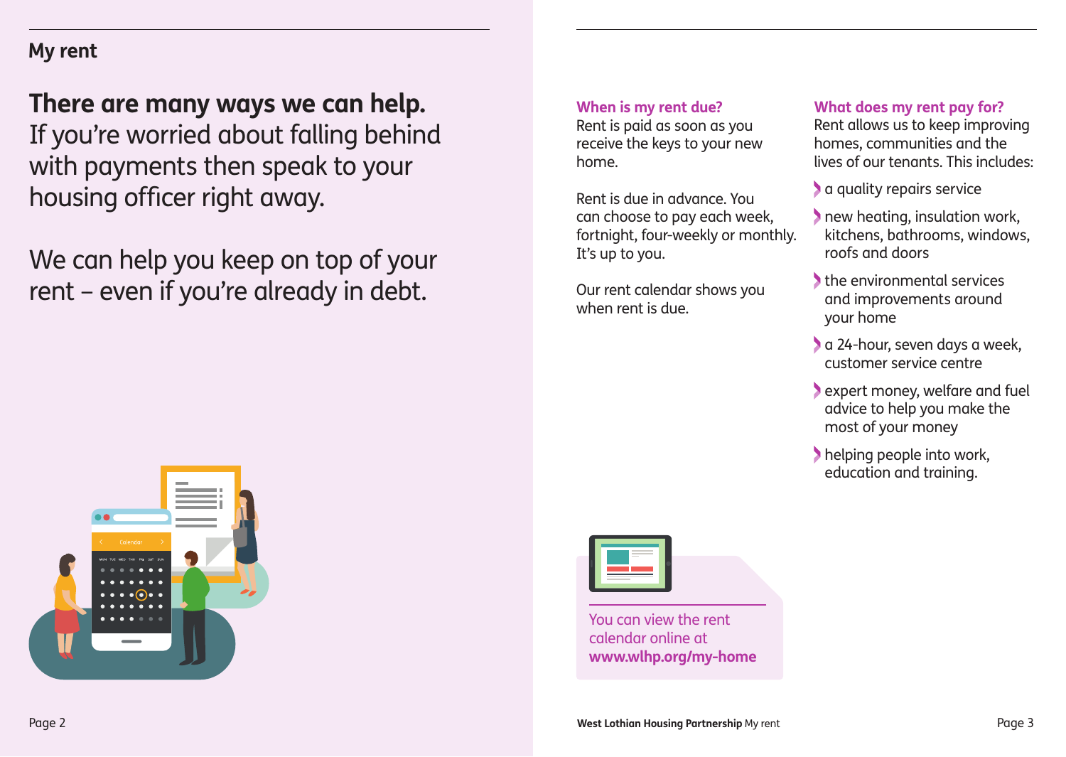## My rent

**There are many ways we can help.** If you're worried about falling behind with payments then speak to your housing officer right away.

We can help you keep on top of your rent – even if you're already in debt.

### When is my rent due?

Rent is paid as soon as you receive the keys to your new home.

Rent is due in advance. You can choose to pay each week, fortnight, four-weekly or monthly. It's up to you.

Our rent calendar shows you when rent is due.

You can view the rent calendar online at **www.wlhp.org/my-home**

### What does my rent pay for?

Rent allows us to keep improving homes, communities and the lives of our tenants. This includes:

- a quality repairs service
- new heating, insulation work, kitchens, bathrooms, windows, roofs and doors
- the environmental services and improvements around your home
- a 24-hour, seven days a week, customer service centre
- expert money, welfare and fuel advice to help you make the most of your money
- helping people into work, education and training.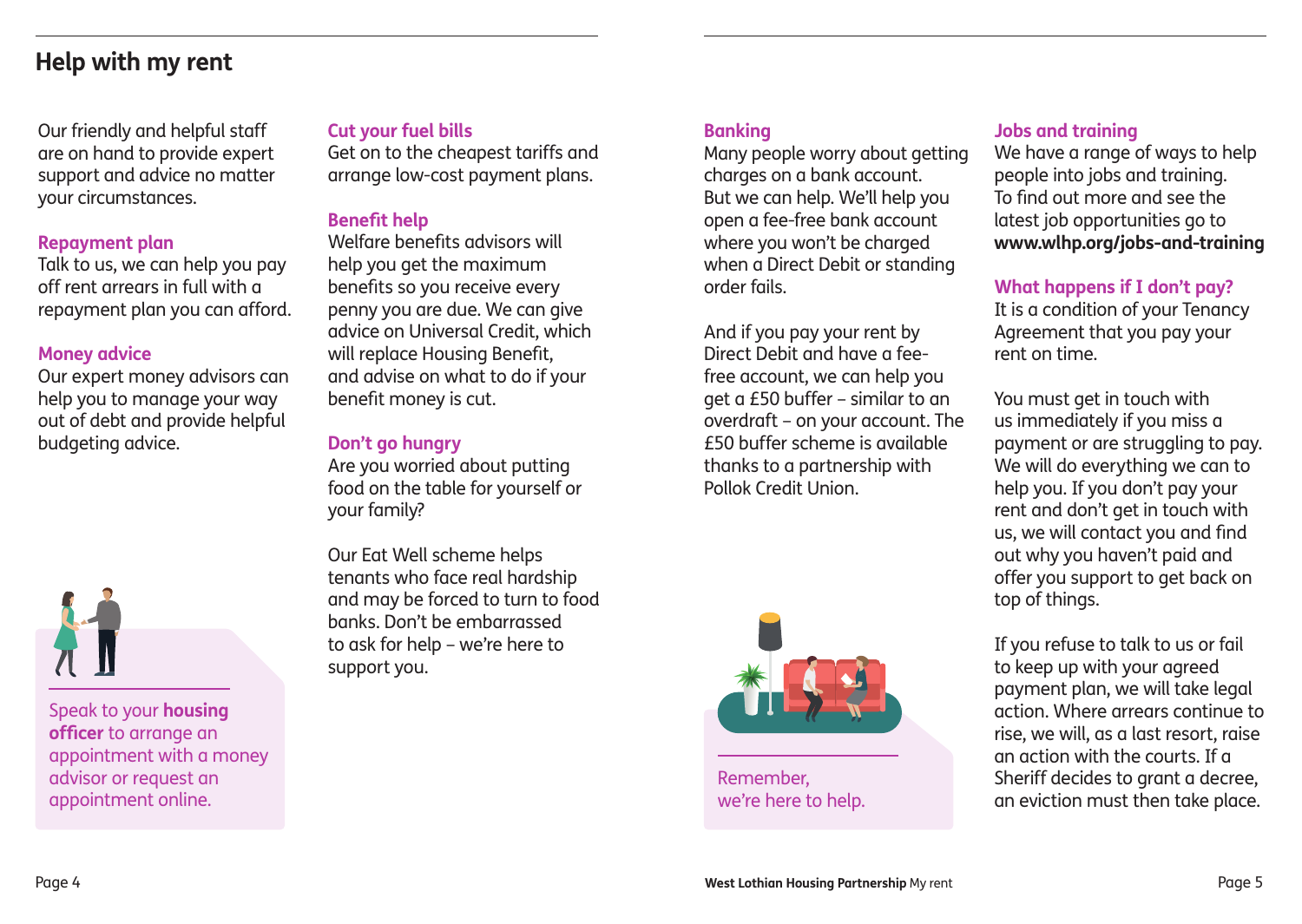## Help with my rent

Our friendly and helpful staff are on hand to provide expert support and advice no matter your circumstances.

### Repayment plan

Talk to us, we can help you pay off rent arrears in full with a repayment plan you can afford.

### Money advice

Our expert money advisors can help you to manage your way out of debt and provide helpful budgeting advice.

Speak to your **housing officer** to arrange an appointment with a money advisor or request an appointment online.

### Cut your fuel bills

Get on to the cheapest tariffs and arrange low-cost payment plans.

### Benefit help

Welfare benefits advisors will help you get the maximum benefits so you receive every penny you are due. We can give advice on Universal Credit, which will replace Housing Benefit, and advise on what to do if your benefit money is cut.

### Don't go hungry

Are you worried about putting food on the table for yourself or your family?

Our Eat Well scheme helps tenants who face real hardship and may be forced to turn to food banks. Don't be embarrassed to ask for help – we're here to support you.

### Banking

Many people worry about getting charges on a bank account. But we can help. We'll help you open a fee-free bank account where you won't be charged when a Direct Debit or standing order fails.

And if you pay your rent by Direct Debit and have a fee-free account, we can help you get a £50 buffer – similar to an overdraft – on your account. The £50 buffer scheme is available thanks to a partnership with Pollok Credit Union.

Remember, we're here to help.

### Jobs and training

We have a range of ways to help people into jobs and training. To find out more and see the latest job opportunities go to **www.wlhp.org/jobs-and-training**

### What happens if I don't pay?

It is a condition of your Tenancy Agreement that you pay your rent on time.

You must get in touch with us immediately if you miss a payment or are struggling to pay. We will do everything we can to help you. If you don't pay your rent and don't get in touch with us, we will contact you and find out why you haven't paid and offer you support to get back on top of things.

If you refuse to talk to us or fail to keep up with your agreed payment plan, we will take legal action. Where arrears continue to rise, we will, as a last resort, raise an action with the courts. If a Sheriff decides to grant a decree, an eviction must then take place.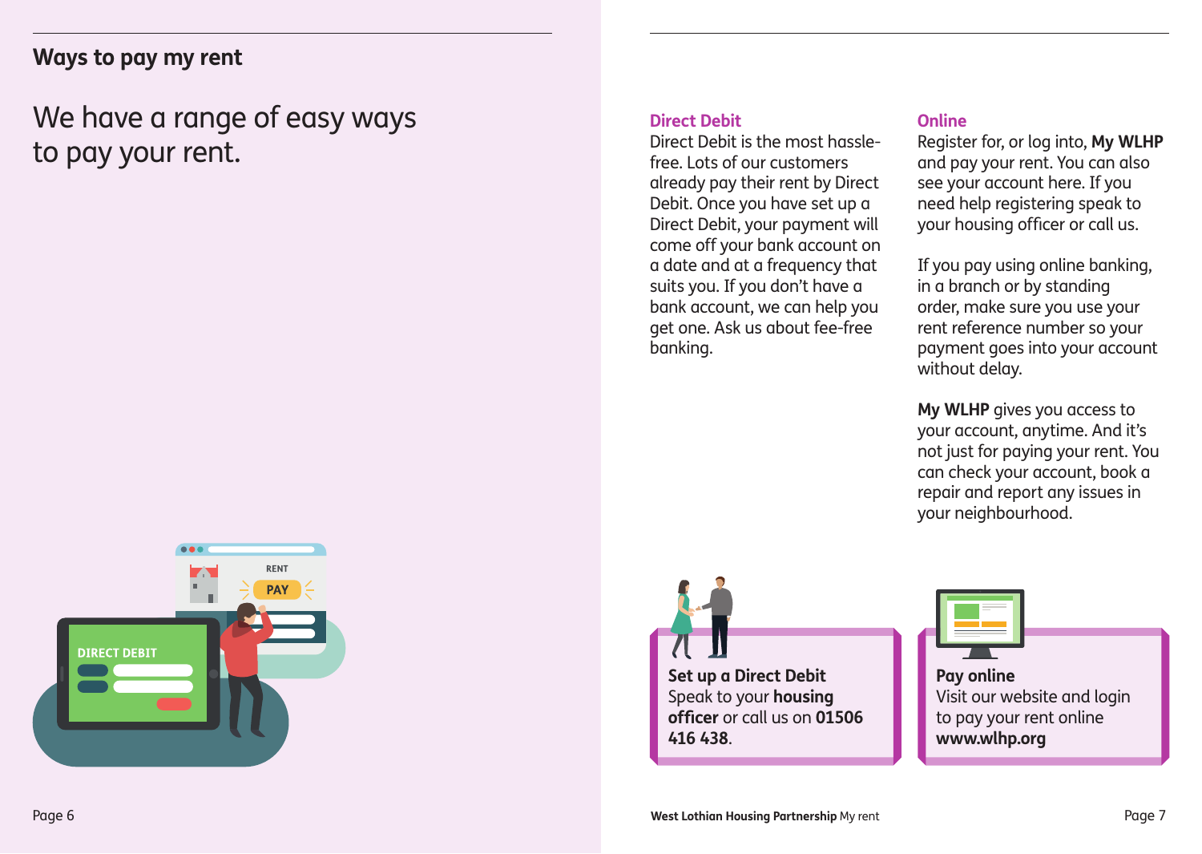## Ways to pay my rent

We have a range of easy ways to pay your rent.

### Direct Debit

Direct Debit is the most hassle-free. Lots of our customers already pay their rent by Direct Debit. Once you have set up a Direct Debit, your payment will come off your bank account on a date and at a frequency that suits you. If you don't have a bank account, we can help you get one. Ask us about fee-free banking.

### Online

Register for, or log into, **My WLHP** and pay your rent. You can also see your account here. If you need help registering speak to your housing officer or call us.

If you pay using online banking, in a branch or by standing order, make sure you use your rent reference number so your payment goes into your account without delay.

**My WLHP** gives you access to your account, anytime. And it's not just for paying your rent. You can check your account, book a repair and report any issues in your neighbourhood.

**Set up a Direct Debit**
Speak to your **housing officer** or call us on **01506 416 438**.

**Pay online**
Visit our website and login to pay your rent online
**www.wlhp.org**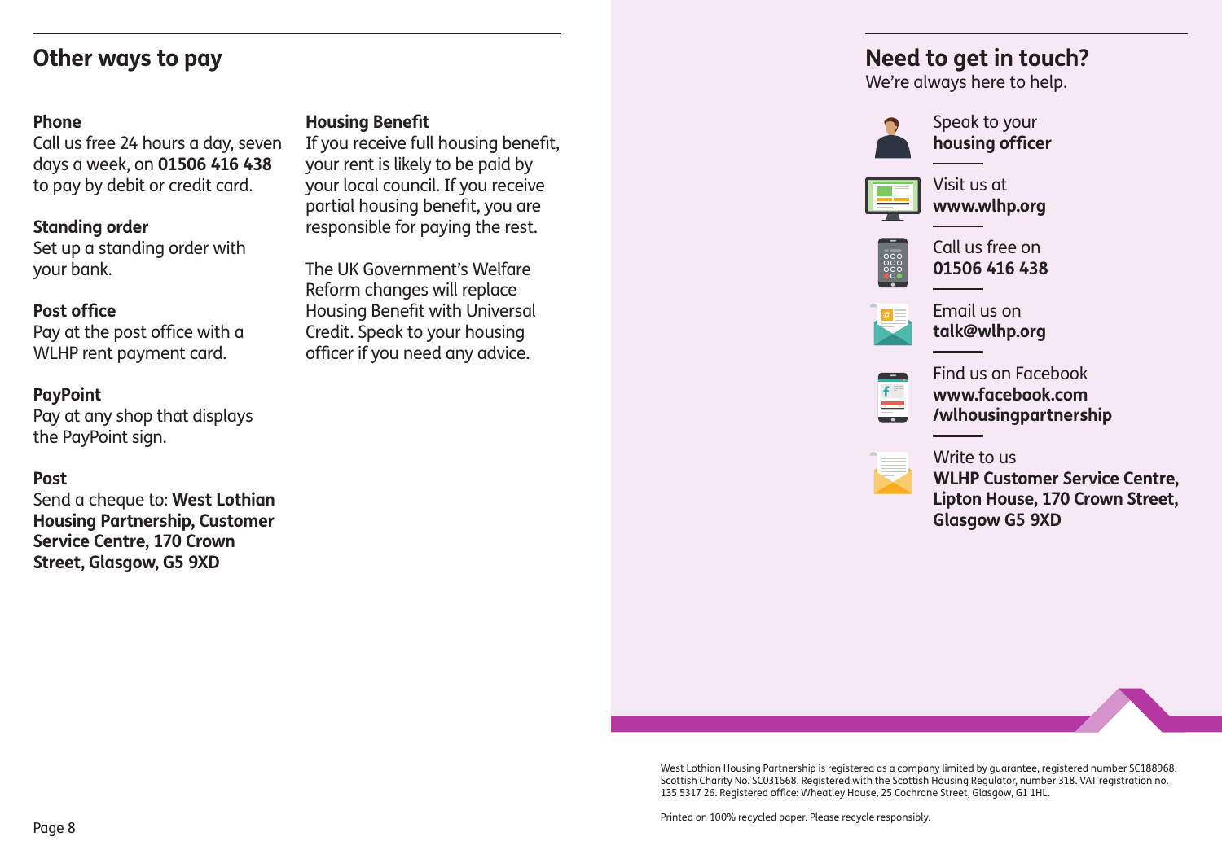## Other ways to pay

**Phone**
Call us free 24 hours a day, seven days a week, on **01506 416 438** to pay by debit or credit card.

**Standing order**
Set up a standing order with your bank.

**Post office**
Pay at the post office with a WLHP rent payment card.

**PayPoint**
Pay at any shop that displays the PayPoint sign.

**Post**
Send a cheque to: **West Lothian Housing Partnership, Customer Service Centre, 170 Crown Street, Glasgow, G5 9XD**

**Housing Benefit**
If you receive full housing benefit, your rent is likely to be paid by your local council. If you receive partial housing benefit, you are responsible for paying the rest.

The UK Government's Welfare Reform changes will replace Housing Benefit with Universal Credit. Speak to your housing officer if you need any advice.

## Need to get in touch?

We're always here to help.

Speak to your **housing officer**

Visit us at **www.wlhp.org**

Call us free on **01506 416 438**

Email us on **talk@wlhp.org**

Find us on Facebook **www.facebook.com /wlhousingpartnership**

Write to us **WLHP Customer Service Centre, Lipton House, 170 Crown Street, Glasgow G5 9XD**

West Lothian Housing Partnership is registered as a company limited by guarantee, registered number SC188968. Scottish Charity No. SC031668. Registered with the Scottish Housing Regulator, number 318. VAT registration no. 135 5317 26. Registered office: Wheatley House, 25 Cochrane Street, Glasgow, G1 1HL.

Printed on 100% recycled paper. Please recycle responsibly.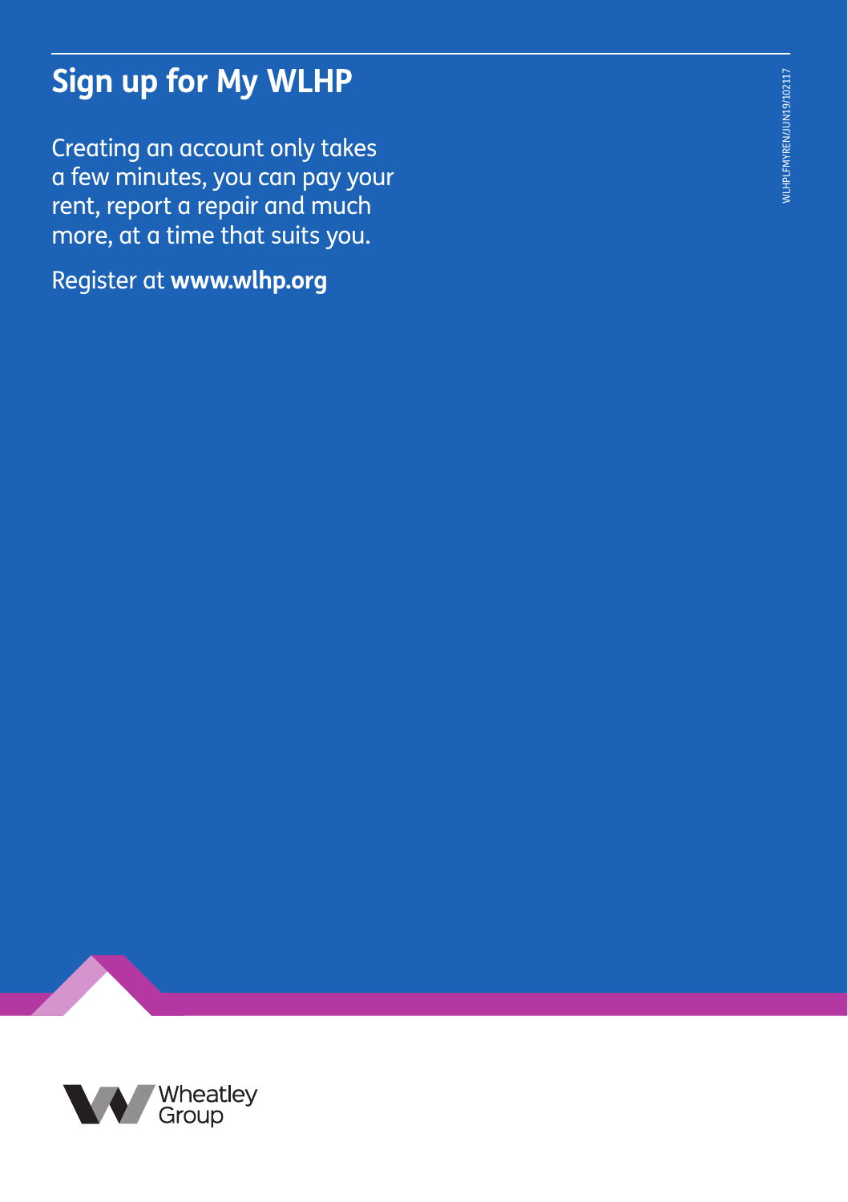## Sign up for My WLHP

Creating an account only takes a few minutes, you can pay your rent, report a repair and much more, at a time that suits you.

Register at **www.wlhp.org**

WLHPLFMYREN/JUN19/102117

Wheatley Group